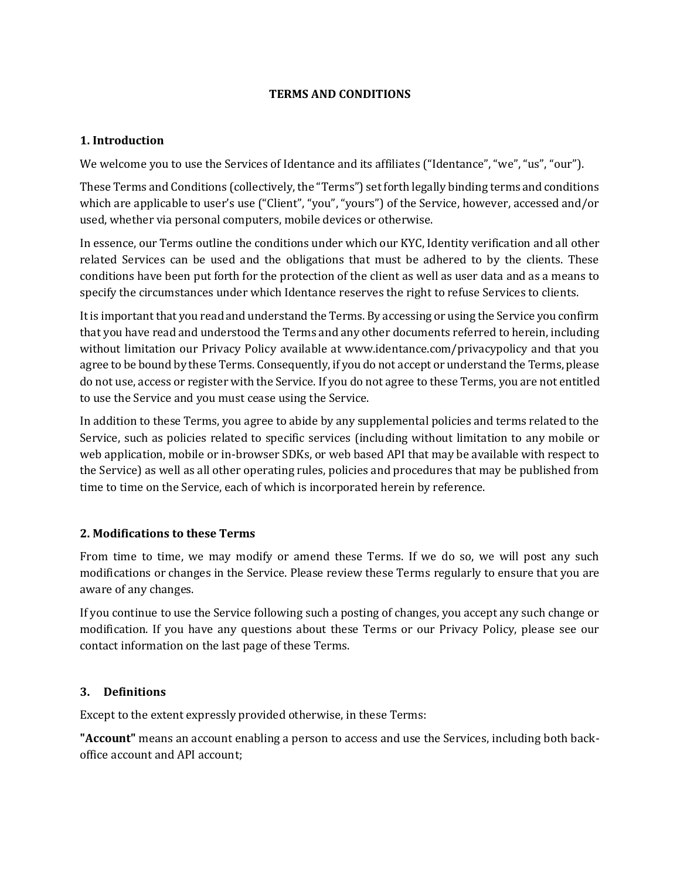# TERMS AND CONDITIONS

## 1. Introduction

We welcome you to use the Services of Identance and its affiliates ("Identance", "we", "us", "our").

These Terms and Conditions (collectively, the "Terms") set forth legally binding terms and conditions which are applicable to user's use ("Client", "you", "yours") of the Service, however, accessed and/or used, whether via personal computers, mobile devices or otherwise.

In essence, our Terms outline the conditions under which our KYC, Identity verification and all other related Services can be used and the obligations that must be adhered to by the clients. These conditions have been put forth for the protection of the client as well as user data and as a means to specify the circumstances under which Identance reserves the right to refuse Services to clients.

It is important that you read and understand the Terms. By accessing or using the Service you confirm that you have read and understood the Terms and any other documents referred to herein, including without limitation our Privacy Policy available at www.identance.com/privacypolicy and that you agree to be bound by these Terms. Consequently, if you do not accept or understand the Terms, please do not use, access or register with the Service. If you do not agree to these Terms, you are not entitled to use the Service and you must cease using the Service.

In addition to these Terms, you agree to abide by any supplemental policies and terms related to the Service, such as policies related to specific services (including without limitation to any mobile or web application, mobile or in-browser SDKs, or web based API that may be available with respect to the Service) as well as all other operating rules, policies and procedures that may be published from time to time on the Service, each of which is incorporated herein by reference.

## 2. Modifications to these Terms

From time to time, we may modify or amend these Terms. If we do so, we will post any such modifications or changes in the Service. Please review these Terms regularly to ensure that you are aware of any changes.

If you continue to use the Service following such a posting of changes, you accept any such change or modification. If you have any questions about these Terms or our Privacy Policy, please see our contact information on the last page of these Terms.

## 3. Definitions

Except to the extent expressly provided otherwise, in these Terms:

**"Account"** means an account enabling a person to access and use the Services, including both back-office account and API account;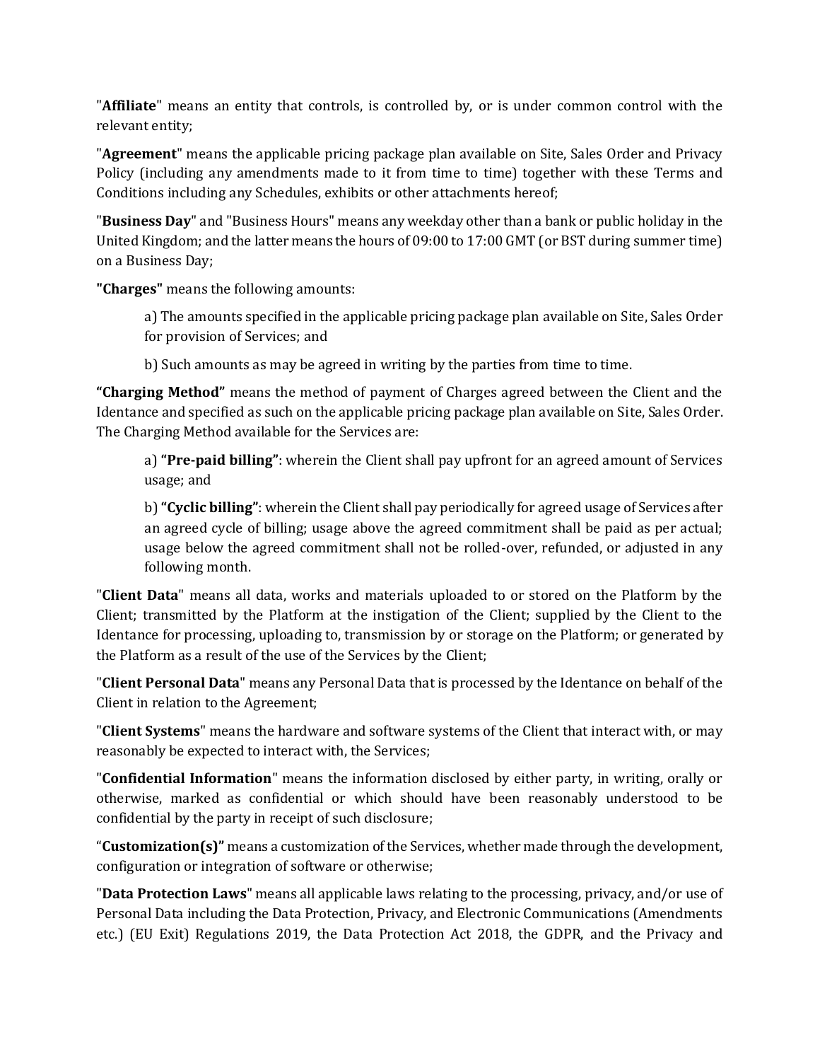"**Affiliate**" means an entity that controls, is controlled by, or is under common control with the relevant entity;

"**Agreement**" means the applicable pricing package plan available on Site, Sales Order and Privacy Policy (including any amendments made to it from time to time) together with these Terms and Conditions including any Schedules, exhibits or other attachments hereof;

"**Business Day**" and "Business Hours" means any weekday other than a bank or public holiday in the United Kingdom; and the latter means the hours of 09:00 to 17:00 GMT (or BST during summer time) on a Business Day;

**"Charges"** means the following amounts:

> a) The amounts specified in the applicable pricing package plan available on Site, Sales Order for provision of Services; and
>
> b) Such amounts as may be agreed in writing by the parties from time to time.

**"Charging Method"** means the method of payment of Charges agreed between the Client and the Identance and specified as such on the applicable pricing package plan available on Site, Sales Order. The Charging Method available for the Services are:

> a) **"Pre-paid billing"**: wherein the Client shall pay upfront for an agreed amount of Services usage; and
>
> b) **"Cyclic billing"**: wherein the Client shall pay periodically for agreed usage of Services after an agreed cycle of billing; usage above the agreed commitment shall be paid as per actual; usage below the agreed commitment shall not be rolled-over, refunded, or adjusted in any following month.

"**Client Data**" means all data, works and materials uploaded to or stored on the Platform by the Client; transmitted by the Platform at the instigation of the Client; supplied by the Client to the Identance for processing, uploading to, transmission by or storage on the Platform; or generated by the Platform as a result of the use of the Services by the Client;

"**Client Personal Data**" means any Personal Data that is processed by the Identance on behalf of the Client in relation to the Agreement;

"**Client Systems**" means the hardware and software systems of the Client that interact with, or may reasonably be expected to interact with, the Services;

"**Confidential Information**" means the information disclosed by either party, in writing, orally or otherwise, marked as confidential or which should have been reasonably understood to be confidential by the party in receipt of such disclosure;

"**Customization(s)"** means a customization of the Services, whether made through the development, configuration or integration of software or otherwise;

"**Data Protection Laws**" means all applicable laws relating to the processing, privacy, and/or use of Personal Data including the Data Protection, Privacy, and Electronic Communications (Amendments etc.) (EU Exit) Regulations 2019, the Data Protection Act 2018, the GDPR, and the Privacy and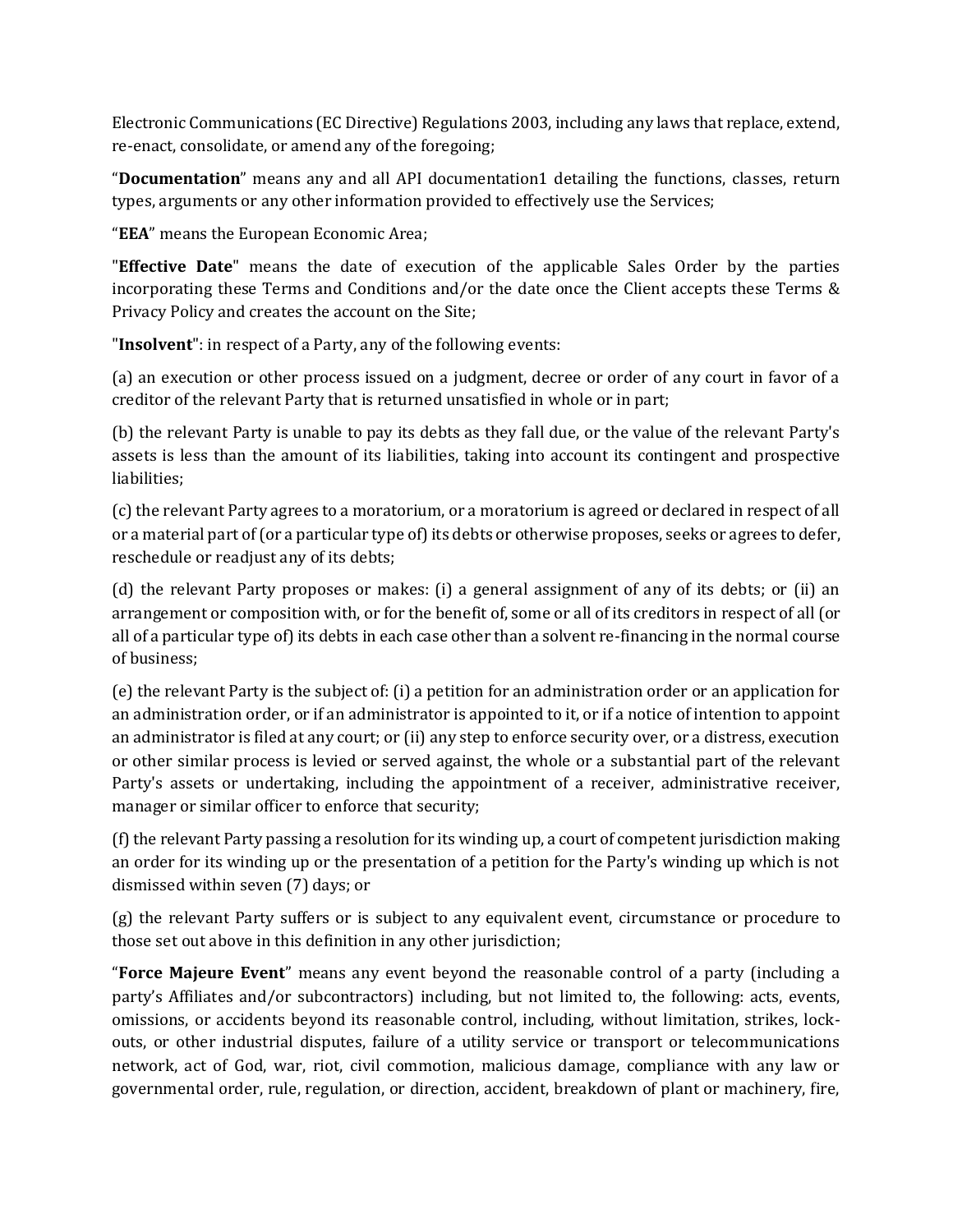Electronic Communications (EC Directive) Regulations 2003, including any laws that replace, extend, re-enact, consolidate, or amend any of the foregoing;

"**Documentation**" means any and all API documentation1 detailing the functions, classes, return types, arguments or any other information provided to effectively use the Services;

"**EEA**" means the European Economic Area;

"**Effective Date**" means the date of execution of the applicable Sales Order by the parties incorporating these Terms and Conditions and/or the date once the Client accepts these Terms & Privacy Policy and creates the account on the Site;

"**Insolvent**": in respect of a Party, any of the following events:

(a) an execution or other process issued on a judgment, decree or order of any court in favor of a creditor of the relevant Party that is returned unsatisfied in whole or in part;

(b) the relevant Party is unable to pay its debts as they fall due, or the value of the relevant Party's assets is less than the amount of its liabilities, taking into account its contingent and prospective liabilities;

(c) the relevant Party agrees to a moratorium, or a moratorium is agreed or declared in respect of all or a material part of (or a particular type of) its debts or otherwise proposes, seeks or agrees to defer, reschedule or readjust any of its debts;

(d) the relevant Party proposes or makes: (i) a general assignment of any of its debts; or (ii) an arrangement or composition with, or for the benefit of, some or all of its creditors in respect of all (or all of a particular type of) its debts in each case other than a solvent re-financing in the normal course of business;

(e) the relevant Party is the subject of: (i) a petition for an administration order or an application for an administration order, or if an administrator is appointed to it, or if a notice of intention to appoint an administrator is filed at any court; or (ii) any step to enforce security over, or a distress, execution or other similar process is levied or served against, the whole or a substantial part of the relevant Party's assets or undertaking, including the appointment of a receiver, administrative receiver, manager or similar officer to enforce that security;

(f) the relevant Party passing a resolution for its winding up, a court of competent jurisdiction making an order for its winding up or the presentation of a petition for the Party's winding up which is not dismissed within seven (7) days; or

(g) the relevant Party suffers or is subject to any equivalent event, circumstance or procedure to those set out above in this definition in any other jurisdiction;

"**Force Majeure Event**" means any event beyond the reasonable control of a party (including a party's Affiliates and/or subcontractors) including, but not limited to, the following: acts, events, omissions, or accidents beyond its reasonable control, including, without limitation, strikes, lock-outs, or other industrial disputes, failure of a utility service or transport or telecommunications network, act of God, war, riot, civil commotion, malicious damage, compliance with any law or governmental order, rule, regulation, or direction, accident, breakdown of plant or machinery, fire,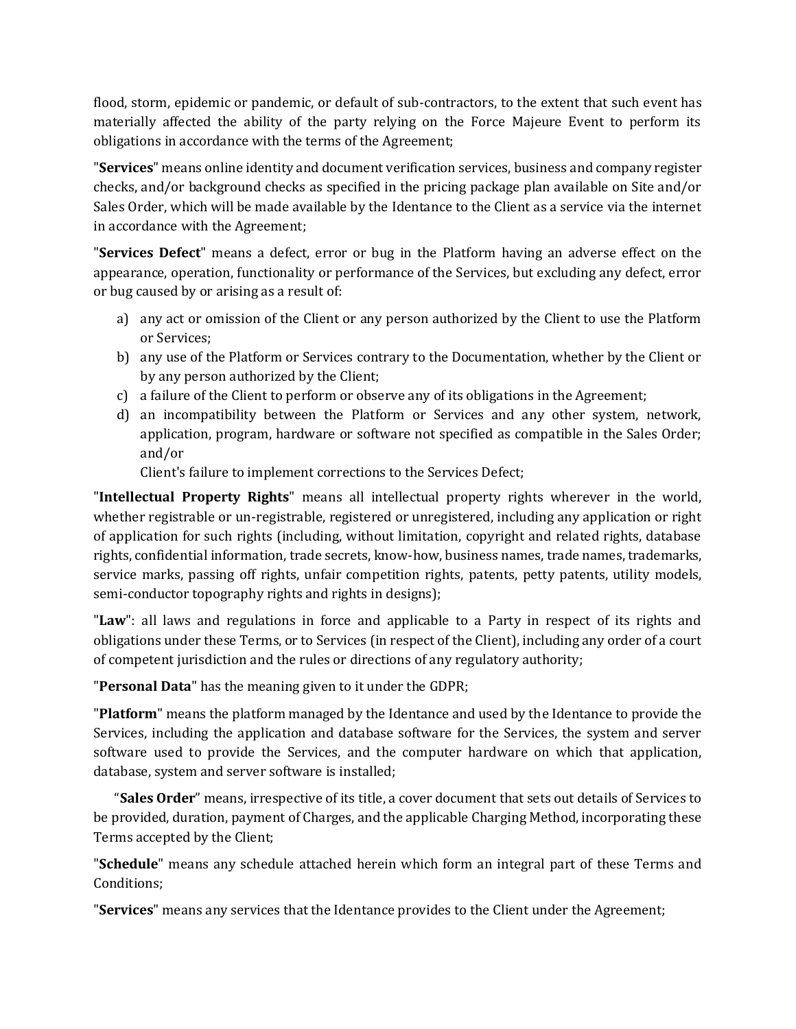flood, storm, epidemic or pandemic, or default of sub-contractors, to the extent that such event has materially affected the ability of the party relying on the Force Majeure Event to perform its obligations in accordance with the terms of the Agreement;

"**Services**" means online identity and document verification services, business and company register checks, and/or background checks as specified in the pricing package plan available on Site and/or Sales Order, which will be made available by the Identance to the Client as a service via the internet in accordance with the Agreement;

"**Services Defect**" means a defect, error or bug in the Platform having an adverse effect on the appearance, operation, functionality or performance of the Services, but excluding any defect, error or bug caused by or arising as a result of:

a) any act or omission of the Client or any person authorized by the Client to use the Platform or Services;
b) any use of the Platform or Services contrary to the Documentation, whether by the Client or by any person authorized by the Client;
c) a failure of the Client to perform or observe any of its obligations in the Agreement;
d) an incompatibility between the Platform or Services and any other system, network, application, program, hardware or software not specified as compatible in the Sales Order; and/or

   Client's failure to implement corrections to the Services Defect;

"**Intellectual Property Rights**" means all intellectual property rights wherever in the world, whether registrable or un-registrable, registered or unregistered, including any application or right of application for such rights (including, without limitation, copyright and related rights, database rights, confidential information, trade secrets, know-how, business names, trade names, trademarks, service marks, passing off rights, unfair competition rights, patents, petty patents, utility models, semi-conductor topography rights and rights in designs);

"**Law**": all laws and regulations in force and applicable to a Party in respect of its rights and obligations under these Terms, or to Services (in respect of the Client), including any order of a court of competent jurisdiction and the rules or directions of any regulatory authority;

"**Personal Data**" has the meaning given to it under the GDPR;

"**Platform**" means the platform managed by the Identance and used by the Identance to provide the Services, including the application and database software for the Services, the system and server software used to provide the Services, and the computer hardware on which that application, database, system and server software is installed;

"**Sales Order**" means, irrespective of its title, a cover document that sets out details of Services to be provided, duration, payment of Charges, and the applicable Charging Method, incorporating these Terms accepted by the Client;

"**Schedule**" means any schedule attached herein which form an integral part of these Terms and Conditions;

"**Services**" means any services that the Identance provides to the Client under the Agreement;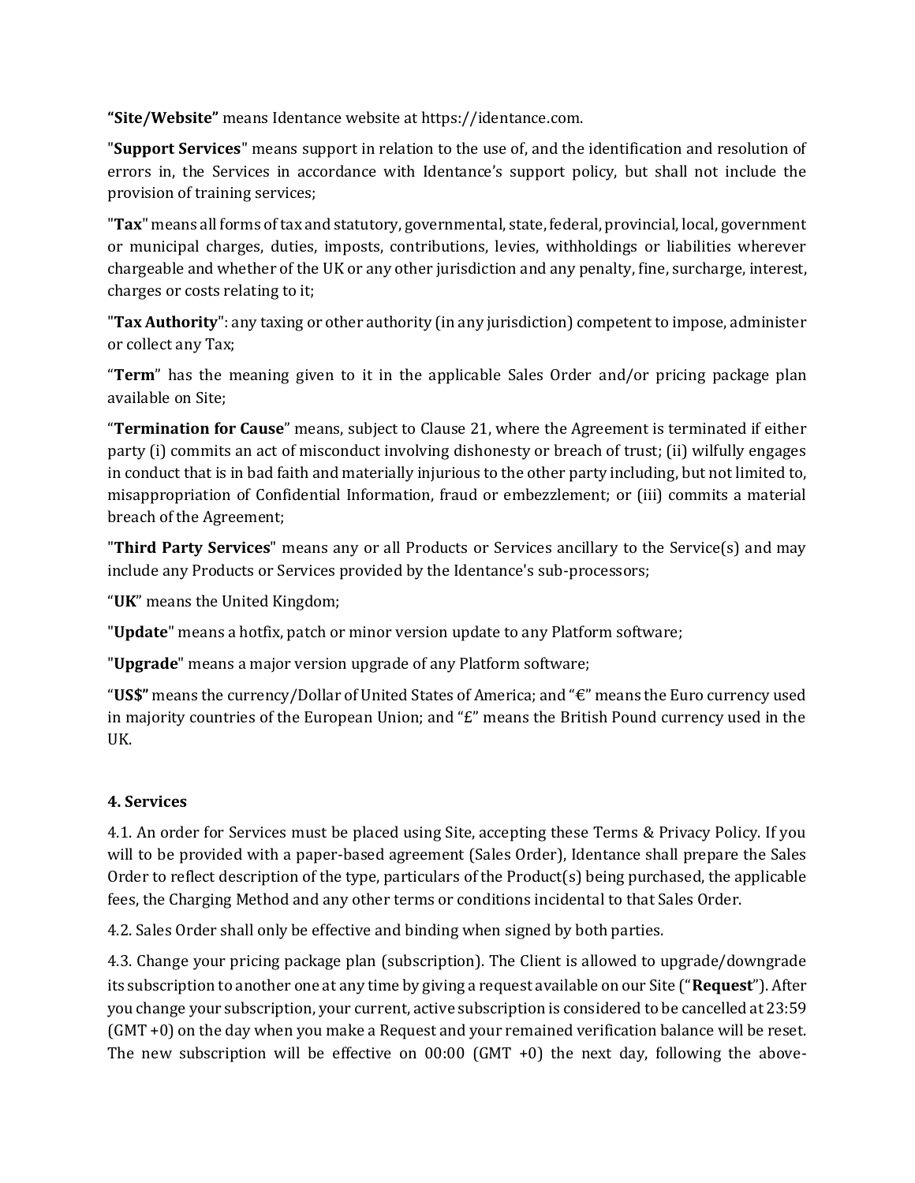**"Site/Website"** means Identance website at https://identance.com.

"**Support Services**" means support in relation to the use of, and the identification and resolution of errors in, the Services in accordance with Identance's support policy, but shall not include the provision of training services;

"**Tax**" means all forms of tax and statutory, governmental, state, federal, provincial, local, government or municipal charges, duties, imposts, contributions, levies, withholdings or liabilities wherever chargeable and whether of the UK or any other jurisdiction and any penalty, fine, surcharge, interest, charges or costs relating to it;

"**Tax Authority**": any taxing or other authority (in any jurisdiction) competent to impose, administer or collect any Tax;

"**Term**" has the meaning given to it in the applicable Sales Order and/or pricing package plan available on Site;

"**Termination for Cause**" means, subject to Clause 21, where the Agreement is terminated if either party (i) commits an act of misconduct involving dishonesty or breach of trust; (ii) wilfully engages in conduct that is in bad faith and materially injurious to the other party including, but not limited to, misappropriation of Confidential Information, fraud or embezzlement; or (iii) commits a material breach of the Agreement;

"**Third Party Services**" means any or all Products or Services ancillary to the Service(s) and may include any Products or Services provided by the Identance's sub-processors;

"**UK**" means the United Kingdom;

"**Update**" means a hotfix, patch or minor version update to any Platform software;

"**Upgrade**" means a major version upgrade of any Platform software;

"**US$"** means the currency/Dollar of United States of America; and "€" means the Euro currency used in majority countries of the European Union; and "£" means the British Pound currency used in the UK.

### 4. Services

4.1. An order for Services must be placed using Site, accepting these Terms & Privacy Policy. If you will to be provided with a paper-based agreement (Sales Order), Identance shall prepare the Sales Order to reflect description of the type, particulars of the Product(s) being purchased, the applicable fees, the Charging Method and any other terms or conditions incidental to that Sales Order.

4.2. Sales Order shall only be effective and binding when signed by both parties.

4.3. Change your pricing package plan (subscription). The Client is allowed to upgrade/downgrade its subscription to another one at any time by giving a request available on our Site ("**Request**"). After you change your subscription, your current, active subscription is considered to be cancelled at 23:59 (GMT +0) on the day when you make a Request and your remained verification balance will be reset. The new subscription will be effective on 00:00 (GMT +0) the next day, following the above-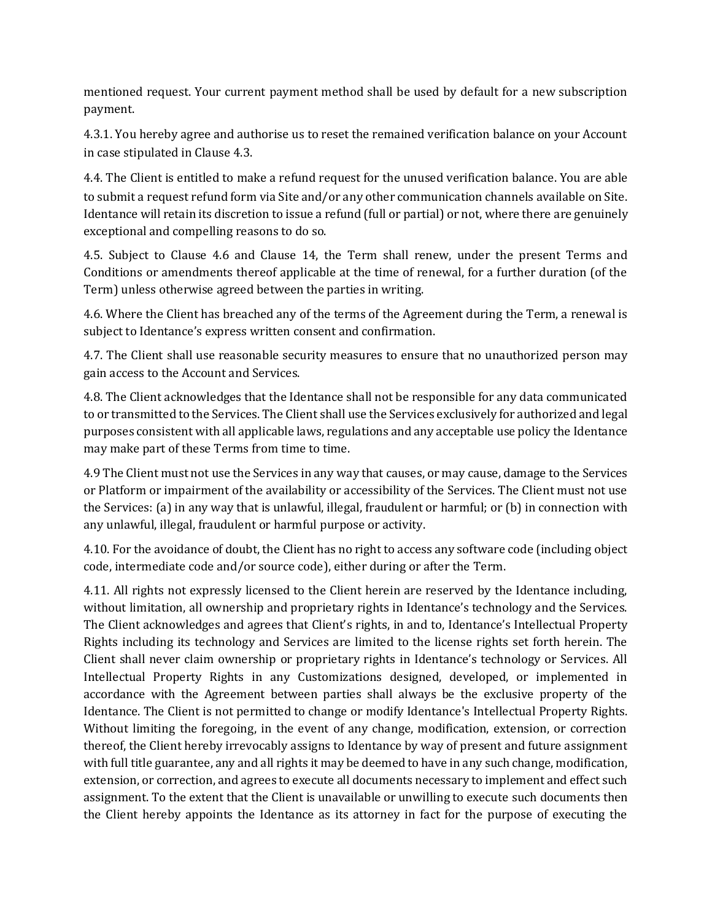mentioned request. Your current payment method shall be used by default for a new subscription payment.

4.3.1. You hereby agree and authorise us to reset the remained verification balance on your Account in case stipulated in Clause 4.3.

4.4. The Client is entitled to make a refund request for the unused verification balance. You are able to submit a request refund form via Site and/or any other communication channels available on Site. Identance will retain its discretion to issue a refund (full or partial) or not, where there are genuinely exceptional and compelling reasons to do so.

4.5. Subject to Clause 4.6 and Clause 14, the Term shall renew, under the present Terms and Conditions or amendments thereof applicable at the time of renewal, for a further duration (of the Term) unless otherwise agreed between the parties in writing.

4.6. Where the Client has breached any of the terms of the Agreement during the Term, a renewal is subject to Identance's express written consent and confirmation.

4.7. The Client shall use reasonable security measures to ensure that no unauthorized person may gain access to the Account and Services.

4.8. The Client acknowledges that the Identance shall not be responsible for any data communicated to or transmitted to the Services. The Client shall use the Services exclusively for authorized and legal purposes consistent with all applicable laws, regulations and any acceptable use policy the Identance may make part of these Terms from time to time.

4.9 The Client must not use the Services in any way that causes, or may cause, damage to the Services or Platform or impairment of the availability or accessibility of the Services. The Client must not use the Services: (a) in any way that is unlawful, illegal, fraudulent or harmful; or (b) in connection with any unlawful, illegal, fraudulent or harmful purpose or activity.

4.10. For the avoidance of doubt, the Client has no right to access any software code (including object code, intermediate code and/or source code), either during or after the Term.

4.11. All rights not expressly licensed to the Client herein are reserved by the Identance including, without limitation, all ownership and proprietary rights in Identance's technology and the Services. The Client acknowledges and agrees that Client's rights, in and to, Identance's Intellectual Property Rights including its technology and Services are limited to the license rights set forth herein. The Client shall never claim ownership or proprietary rights in Identance's technology or Services. All Intellectual Property Rights in any Customizations designed, developed, or implemented in accordance with the Agreement between parties shall always be the exclusive property of the Identance. The Client is not permitted to change or modify Identance's Intellectual Property Rights. Without limiting the foregoing, in the event of any change, modification, extension, or correction thereof, the Client hereby irrevocably assigns to Identance by way of present and future assignment with full title guarantee, any and all rights it may be deemed to have in any such change, modification, extension, or correction, and agrees to execute all documents necessary to implement and effect such assignment. To the extent that the Client is unavailable or unwilling to execute such documents then the Client hereby appoints the Identance as its attorney in fact for the purpose of executing the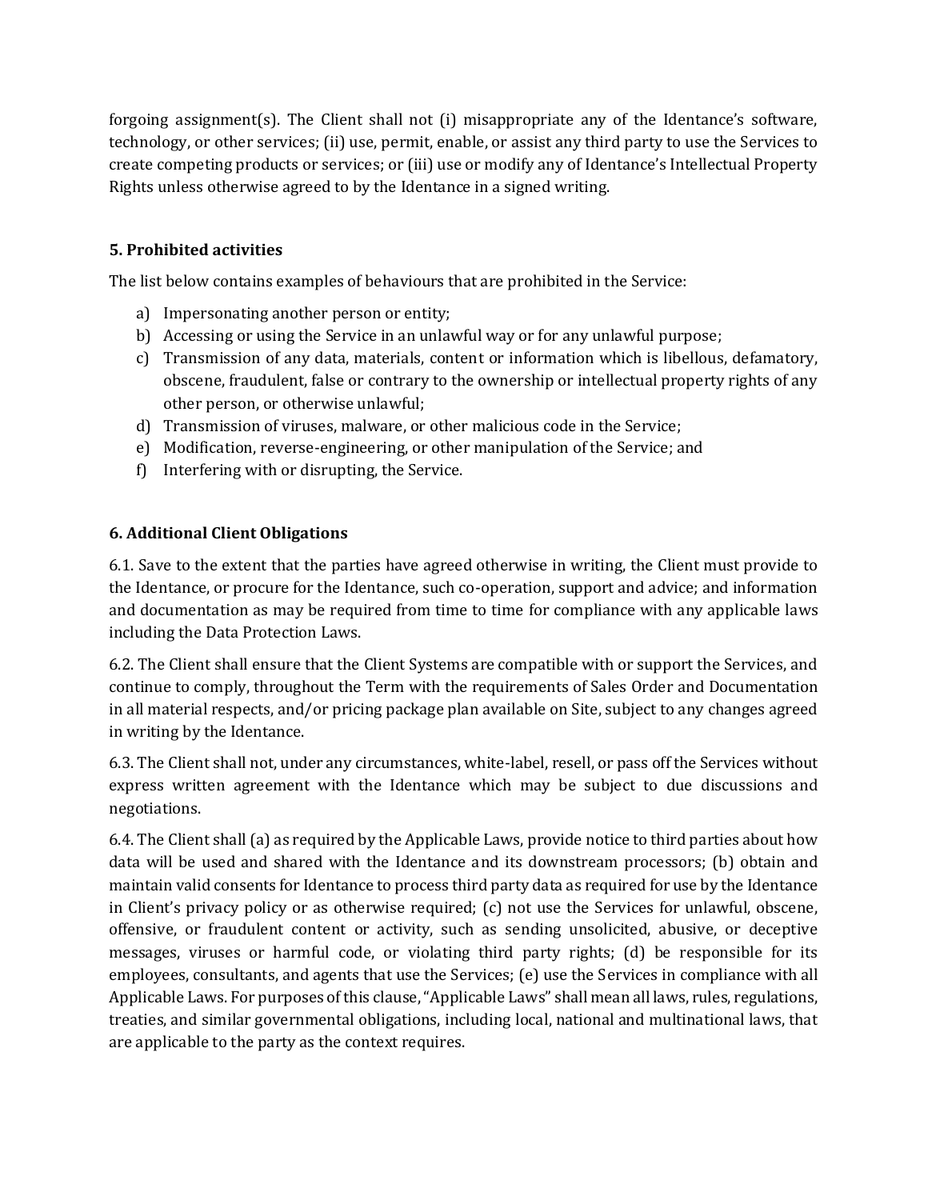forgoing assignment(s). The Client shall not (i) misappropriate any of the Identance's software, technology, or other services; (ii) use, permit, enable, or assist any third party to use the Services to create competing products or services; or (iii) use or modify any of Identance's Intellectual Property Rights unless otherwise agreed to by the Identance in a signed writing.

### 5. Prohibited activities

The list below contains examples of behaviours that are prohibited in the Service:

a) Impersonating another person or entity;
b) Accessing or using the Service in an unlawful way or for any unlawful purpose;
c) Transmission of any data, materials, content or information which is libellous, defamatory, obscene, fraudulent, false or contrary to the ownership or intellectual property rights of any other person, or otherwise unlawful;
d) Transmission of viruses, malware, or other malicious code in the Service;
e) Modification, reverse-engineering, or other manipulation of the Service; and
f) Interfering with or disrupting, the Service.

### 6. Additional Client Obligations

6.1. Save to the extent that the parties have agreed otherwise in writing, the Client must provide to the Identance, or procure for the Identance, such co-operation, support and advice; and information and documentation as may be required from time to time for compliance with any applicable laws including the Data Protection Laws.

6.2. The Client shall ensure that the Client Systems are compatible with or support the Services, and continue to comply, throughout the Term with the requirements of Sales Order and Documentation in all material respects, and/or pricing package plan available on Site, subject to any changes agreed in writing by the Identance.

6.3. The Client shall not, under any circumstances, white-label, resell, or pass off the Services without express written agreement with the Identance which may be subject to due discussions and negotiations.

6.4. The Client shall (a) as required by the Applicable Laws, provide notice to third parties about how data will be used and shared with the Identance and its downstream processors; (b) obtain and maintain valid consents for Identance to process third party data as required for use by the Identance in Client's privacy policy or as otherwise required; (c) not use the Services for unlawful, obscene, offensive, or fraudulent content or activity, such as sending unsolicited, abusive, or deceptive messages, viruses or harmful code, or violating third party rights; (d) be responsible for its employees, consultants, and agents that use the Services; (e) use the Services in compliance with all Applicable Laws. For purposes of this clause, "Applicable Laws" shall mean all laws, rules, regulations, treaties, and similar governmental obligations, including local, national and multinational laws, that are applicable to the party as the context requires.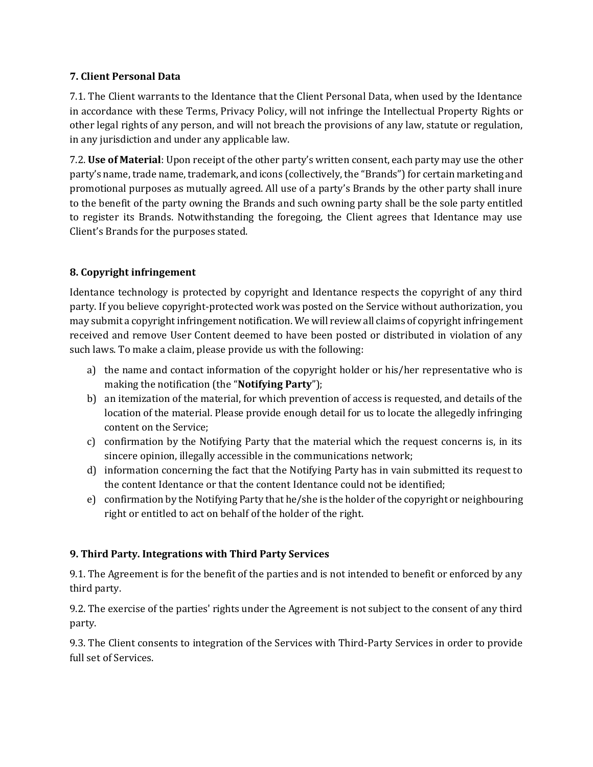### 7. Client Personal Data

7.1. The Client warrants to the Identance that the Client Personal Data, when used by the Identance in accordance with these Terms, Privacy Policy, will not infringe the Intellectual Property Rights or other legal rights of any person, and will not breach the provisions of any law, statute or regulation, in any jurisdiction and under any applicable law.

7.2. **Use of Material**: Upon receipt of the other party's written consent, each party may use the other party's name, trade name, trademark, and icons (collectively, the "Brands") for certain marketing and promotional purposes as mutually agreed. All use of a party's Brands by the other party shall inure to the benefit of the party owning the Brands and such owning party shall be the sole party entitled to register its Brands. Notwithstanding the foregoing, the Client agrees that Identance may use Client's Brands for the purposes stated.

### 8. Copyright infringement

Identance technology is protected by copyright and Identance respects the copyright of any third party. If you believe copyright-protected work was posted on the Service without authorization, you may submit a copyright infringement notification. We will review all claims of copyright infringement received and remove User Content deemed to have been posted or distributed in violation of any such laws. To make a claim, please provide us with the following:

a) the name and contact information of the copyright holder or his/her representative who is making the notification (the "**Notifying Party**");
b) an itemization of the material, for which prevention of access is requested, and details of the location of the material. Please provide enough detail for us to locate the allegedly infringing content on the Service;
c) confirmation by the Notifying Party that the material which the request concerns is, in its sincere opinion, illegally accessible in the communications network;
d) information concerning the fact that the Notifying Party has in vain submitted its request to the content Identance or that the content Identance could not be identified;
e) confirmation by the Notifying Party that he/she is the holder of the copyright or neighbouring right or entitled to act on behalf of the holder of the right.

### 9. Third Party. Integrations with Third Party Services

9.1. The Agreement is for the benefit of the parties and is not intended to benefit or enforced by any third party.

9.2. The exercise of the parties' rights under the Agreement is not subject to the consent of any third party.

9.3. The Client consents to integration of the Services with Third-Party Services in order to provide full set of Services.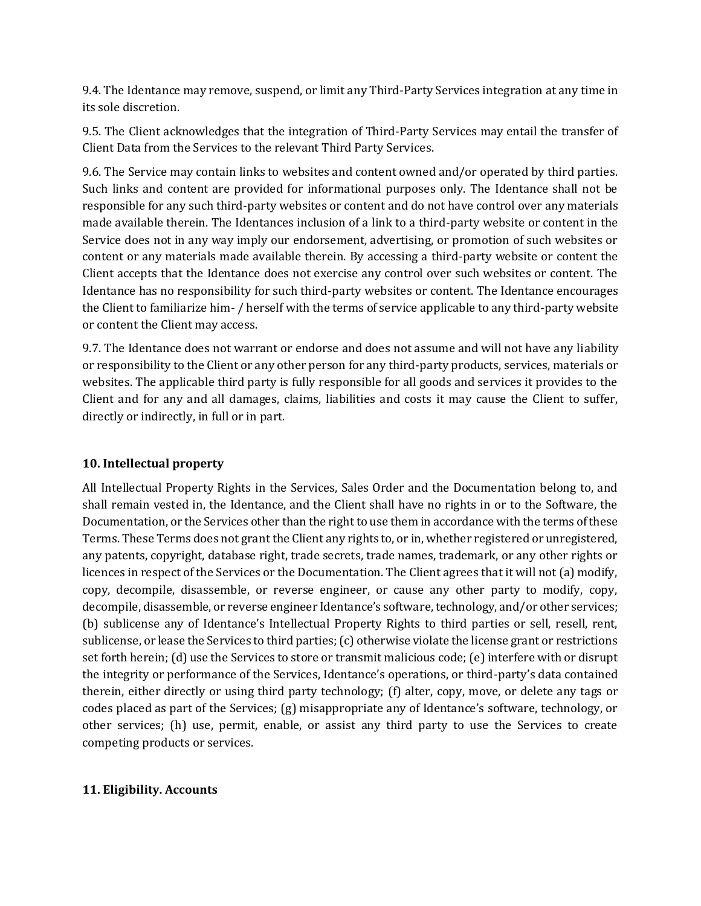9.4. The Identance may remove, suspend, or limit any Third-Party Services integration at any time in its sole discretion.

9.5. The Client acknowledges that the integration of Third-Party Services may entail the transfer of Client Data from the Services to the relevant Third Party Services.

9.6. The Service may contain links to websites and content owned and/or operated by third parties. Such links and content are provided for informational purposes only. The Identance shall not be responsible for any such third-party websites or content and do not have control over any materials made available therein. The Identances inclusion of a link to a third-party website or content in the Service does not in any way imply our endorsement, advertising, or promotion of such websites or content or any materials made available therein. By accessing a third-party website or content the Client accepts that the Identance does not exercise any control over such websites or content. The Identance has no responsibility for such third-party websites or content. The Identance encourages the Client to familiarize him- / herself with the terms of service applicable to any third-party website or content the Client may access.

9.7. The Identance does not warrant or endorse and does not assume and will not have any liability or responsibility to the Client or any other person for any third-party products, services, materials or websites. The applicable third party is fully responsible for all goods and services it provides to the Client and for any and all damages, claims, liabilities and costs it may cause the Client to suffer, directly or indirectly, in full or in part.

## 10. Intellectual property

All Intellectual Property Rights in the Services, Sales Order and the Documentation belong to, and shall remain vested in, the Identance, and the Client shall have no rights in or to the Software, the Documentation, or the Services other than the right to use them in accordance with the terms of these Terms. These Terms does not grant the Client any rights to, or in, whether registered or unregistered, any patents, copyright, database right, trade secrets, trade names, trademark, or any other rights or licences in respect of the Services or the Documentation. The Client agrees that it will not (a) modify, copy, decompile, disassemble, or reverse engineer, or cause any other party to modify, copy, decompile, disassemble, or reverse engineer Identance's software, technology, and/or other services; (b) sublicense any of Identance's Intellectual Property Rights to third parties or sell, resell, rent, sublicense, or lease the Services to third parties; (c) otherwise violate the license grant or restrictions set forth herein; (d) use the Services to store or transmit malicious code; (e) interfere with or disrupt the integrity or performance of the Services, Identance's operations, or third-party's data contained therein, either directly or using third party technology; (f) alter, copy, move, or delete any tags or codes placed as part of the Services; (g) misappropriate any of Identance's software, technology, or other services; (h) use, permit, enable, or assist any third party to use the Services to create competing products or services.

## 11. Eligibility. Accounts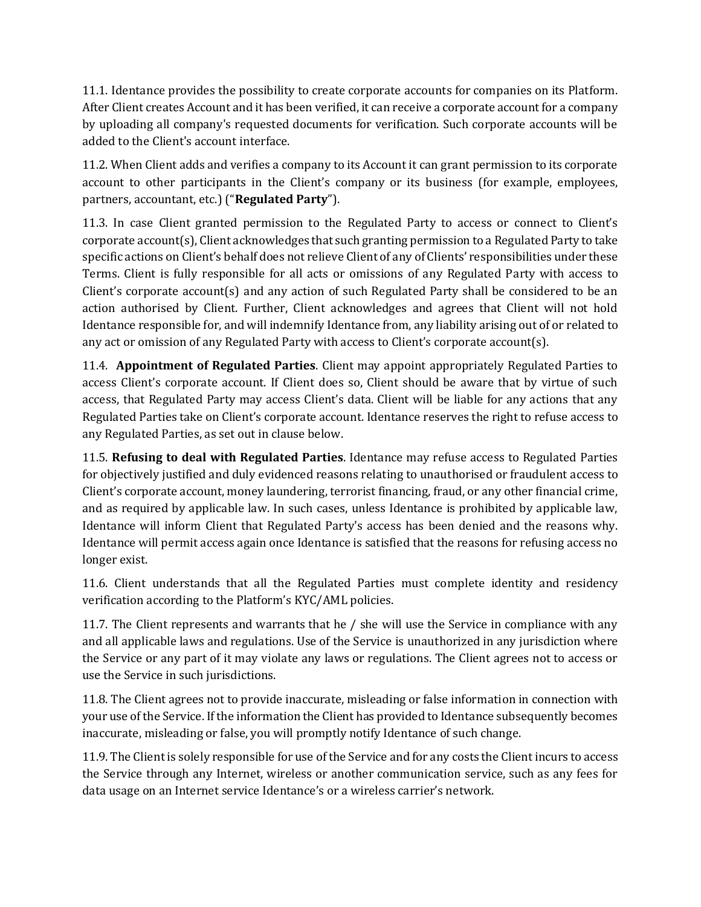11.1. Identance provides the possibility to create corporate accounts for companies on its Platform. After Client creates Account and it has been verified, it can receive a corporate account for a company by uploading all company's requested documents for verification. Such corporate accounts will be added to the Client's account interface.

11.2. When Client adds and verifies a company to its Account it can grant permission to its corporate account to other participants in the Client's company or its business (for example, employees, partners, accountant, etc.) ("**Regulated Party**").

11.3. In case Client granted permission to the Regulated Party to access or connect to Client's corporate account(s), Client acknowledges that such granting permission to a Regulated Party to take specific actions on Client's behalf does not relieve Client of any of Clients' responsibilities under these Terms. Client is fully responsible for all acts or omissions of any Regulated Party with access to Client's corporate account(s) and any action of such Regulated Party shall be considered to be an action authorised by Client. Further, Client acknowledges and agrees that Client will not hold Identance responsible for, and will indemnify Identance from, any liability arising out of or related to any act or omission of any Regulated Party with access to Client's corporate account(s).

11.4. **Appointment of Regulated Parties**. Client may appoint appropriately Regulated Parties to access Client's corporate account. If Client does so, Client should be aware that by virtue of such access, that Regulated Party may access Client's data. Client will be liable for any actions that any Regulated Parties take on Client's corporate account. Identance reserves the right to refuse access to any Regulated Parties, as set out in clause below.

11.5. **Refusing to deal with Regulated Parties**. Identance may refuse access to Regulated Parties for objectively justified and duly evidenced reasons relating to unauthorised or fraudulent access to Client's corporate account, money laundering, terrorist financing, fraud, or any other financial crime, and as required by applicable law. In such cases, unless Identance is prohibited by applicable law, Identance will inform Client that Regulated Party's access has been denied and the reasons why. Identance will permit access again once Identance is satisfied that the reasons for refusing access no longer exist.

11.6. Client understands that all the Regulated Parties must complete identity and residency verification according to the Platform's KYC/AML policies.

11.7. The Client represents and warrants that he / she will use the Service in compliance with any and all applicable laws and regulations. Use of the Service is unauthorized in any jurisdiction where the Service or any part of it may violate any laws or regulations. The Client agrees not to access or use the Service in such jurisdictions.

11.8. The Client agrees not to provide inaccurate, misleading or false information in connection with your use of the Service. If the information the Client has provided to Identance subsequently becomes inaccurate, misleading or false, you will promptly notify Identance of such change.

11.9. The Client is solely responsible for use of the Service and for any costs the Client incurs to access the Service through any Internet, wireless or another communication service, such as any fees for data usage on an Internet service Identance's or a wireless carrier's network.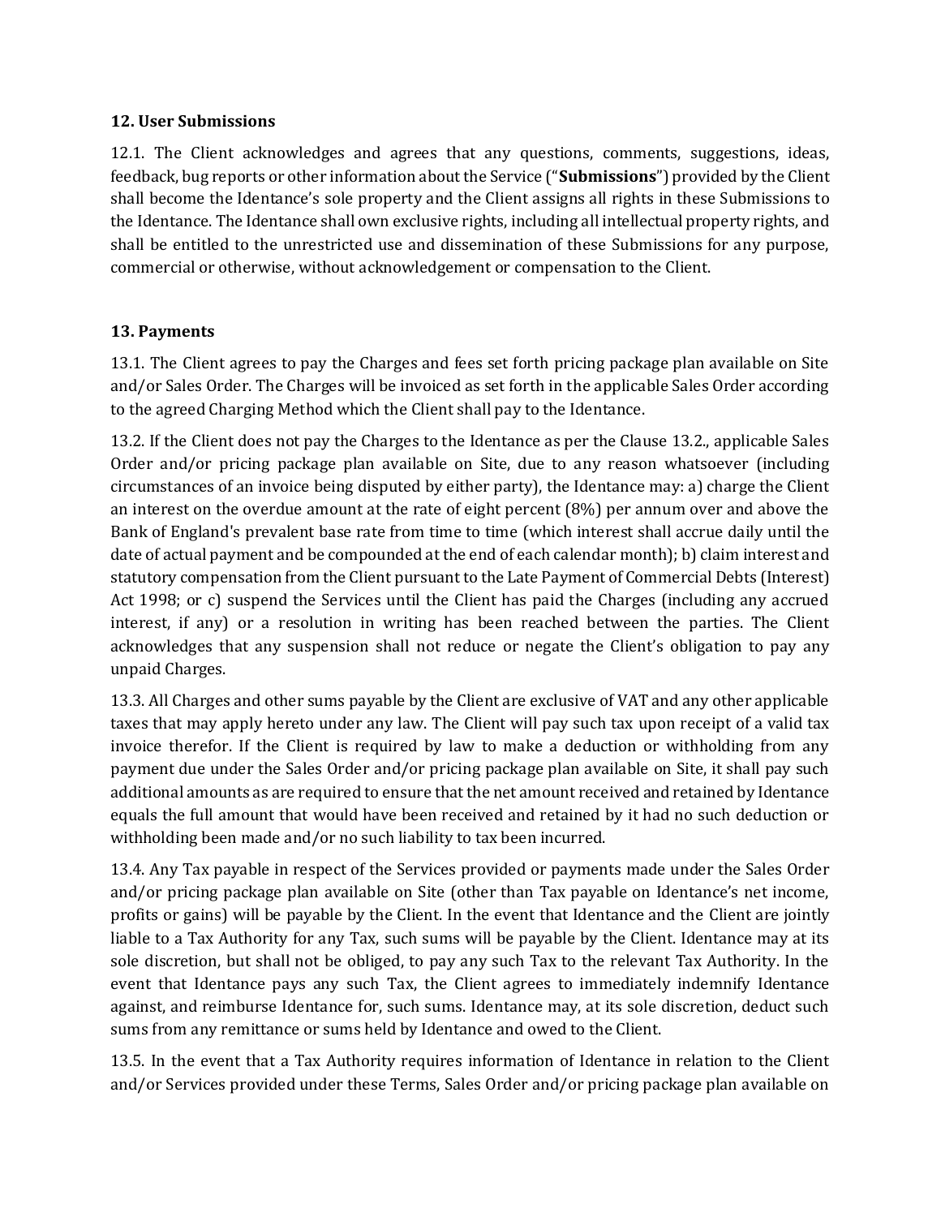## 12. User Submissions

12.1. The Client acknowledges and agrees that any questions, comments, suggestions, ideas, feedback, bug reports or other information about the Service ("**Submissions**") provided by the Client shall become the Identance's sole property and the Client assigns all rights in these Submissions to the Identance. The Identance shall own exclusive rights, including all intellectual property rights, and shall be entitled to the unrestricted use and dissemination of these Submissions for any purpose, commercial or otherwise, without acknowledgement or compensation to the Client.

## 13. Payments

13.1. The Client agrees to pay the Charges and fees set forth pricing package plan available on Site and/or Sales Order. The Charges will be invoiced as set forth in the applicable Sales Order according to the agreed Charging Method which the Client shall pay to the Identance.

13.2. If the Client does not pay the Charges to the Identance as per the Clause 13.2., applicable Sales Order and/or pricing package plan available on Site, due to any reason whatsoever (including circumstances of an invoice being disputed by either party), the Identance may: a) charge the Client an interest on the overdue amount at the rate of eight percent (8%) per annum over and above the Bank of England's prevalent base rate from time to time (which interest shall accrue daily until the date of actual payment and be compounded at the end of each calendar month); b) claim interest and statutory compensation from the Client pursuant to the Late Payment of Commercial Debts (Interest) Act 1998; or c) suspend the Services until the Client has paid the Charges (including any accrued interest, if any) or a resolution in writing has been reached between the parties. The Client acknowledges that any suspension shall not reduce or negate the Client's obligation to pay any unpaid Charges.

13.3. All Charges and other sums payable by the Client are exclusive of VAT and any other applicable taxes that may apply hereto under any law. The Client will pay such tax upon receipt of a valid tax invoice therefor. If the Client is required by law to make a deduction or withholding from any payment due under the Sales Order and/or pricing package plan available on Site, it shall pay such additional amounts as are required to ensure that the net amount received and retained by Identance equals the full amount that would have been received and retained by it had no such deduction or withholding been made and/or no such liability to tax been incurred.

13.4. Any Tax payable in respect of the Services provided or payments made under the Sales Order and/or pricing package plan available on Site (other than Tax payable on Identance's net income, profits or gains) will be payable by the Client. In the event that Identance and the Client are jointly liable to a Tax Authority for any Tax, such sums will be payable by the Client. Identance may at its sole discretion, but shall not be obliged, to pay any such Tax to the relevant Tax Authority. In the event that Identance pays any such Tax, the Client agrees to immediately indemnify Identance against, and reimburse Identance for, such sums. Identance may, at its sole discretion, deduct such sums from any remittance or sums held by Identance and owed to the Client.

13.5. In the event that a Tax Authority requires information of Identance in relation to the Client and/or Services provided under these Terms, Sales Order and/or pricing package plan available on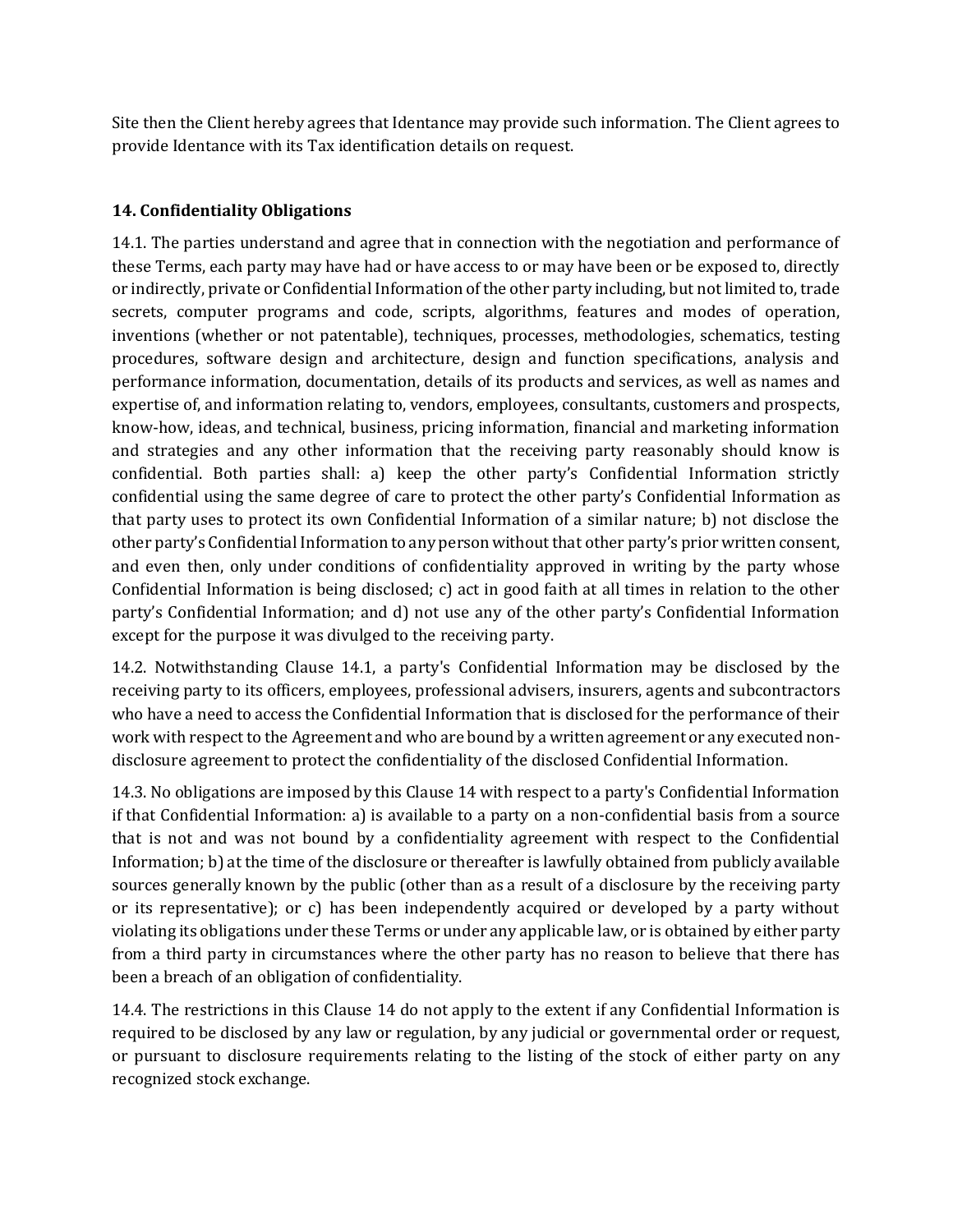Site then the Client hereby agrees that Identance may provide such information. The Client agrees to provide Identance with its Tax identification details on request.

**14. Confidentiality Obligations**

14.1. The parties understand and agree that in connection with the negotiation and performance of these Terms, each party may have had or have access to or may have been or be exposed to, directly or indirectly, private or Confidential Information of the other party including, but not limited to, trade secrets, computer programs and code, scripts, algorithms, features and modes of operation, inventions (whether or not patentable), techniques, processes, methodologies, schematics, testing procedures, software design and architecture, design and function specifications, analysis and performance information, documentation, details of its products and services, as well as names and expertise of, and information relating to, vendors, employees, consultants, customers and prospects, know-how, ideas, and technical, business, pricing information, financial and marketing information and strategies and any other information that the receiving party reasonably should know is confidential. Both parties shall: a) keep the other party's Confidential Information strictly confidential using the same degree of care to protect the other party's Confidential Information as that party uses to protect its own Confidential Information of a similar nature; b) not disclose the other party's Confidential Information to any person without that other party's prior written consent, and even then, only under conditions of confidentiality approved in writing by the party whose Confidential Information is being disclosed; c) act in good faith at all times in relation to the other party's Confidential Information; and d) not use any of the other party's Confidential Information except for the purpose it was divulged to the receiving party.

14.2. Notwithstanding Clause 14.1, a party's Confidential Information may be disclosed by the receiving party to its officers, employees, professional advisers, insurers, agents and subcontractors who have a need to access the Confidential Information that is disclosed for the performance of their work with respect to the Agreement and who are bound by a written agreement or any executed non-disclosure agreement to protect the confidentiality of the disclosed Confidential Information.

14.3. No obligations are imposed by this Clause 14 with respect to a party's Confidential Information if that Confidential Information: a) is available to a party on a non-confidential basis from a source that is not and was not bound by a confidentiality agreement with respect to the Confidential Information; b) at the time of the disclosure or thereafter is lawfully obtained from publicly available sources generally known by the public (other than as a result of a disclosure by the receiving party or its representative); or c) has been independently acquired or developed by a party without violating its obligations under these Terms or under any applicable law, or is obtained by either party from a third party in circumstances where the other party has no reason to believe that there has been a breach of an obligation of confidentiality.

14.4. The restrictions in this Clause 14 do not apply to the extent if any Confidential Information is required to be disclosed by any law or regulation, by any judicial or governmental order or request, or pursuant to disclosure requirements relating to the listing of the stock of either party on any recognized stock exchange.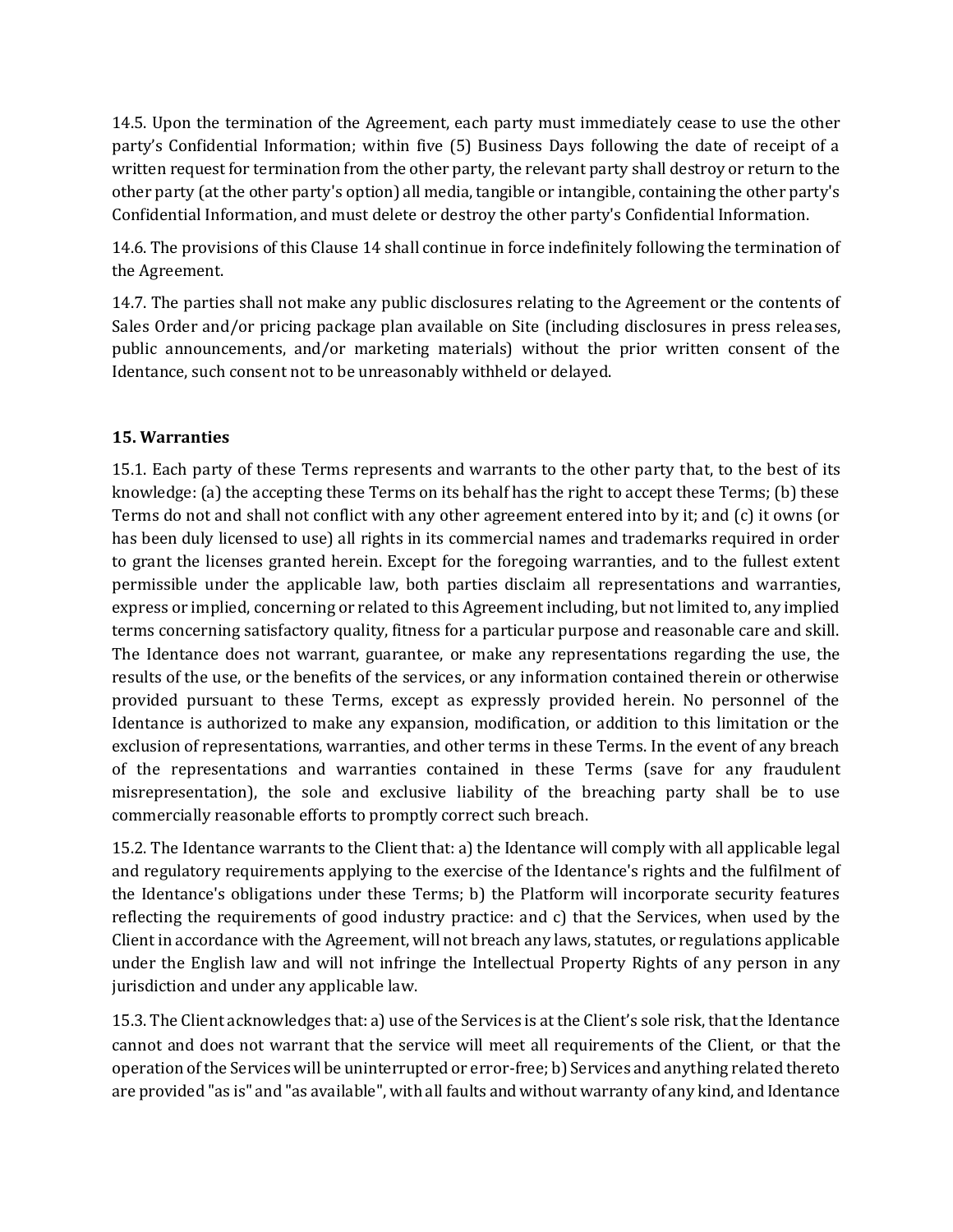14.5. Upon the termination of the Agreement, each party must immediately cease to use the other party's Confidential Information; within five (5) Business Days following the date of receipt of a written request for termination from the other party, the relevant party shall destroy or return to the other party (at the other party's option) all media, tangible or intangible, containing the other party's Confidential Information, and must delete or destroy the other party's Confidential Information.

14.6. The provisions of this Clause 14 shall continue in force indefinitely following the termination of the Agreement.

14.7. The parties shall not make any public disclosures relating to the Agreement or the contents of Sales Order and/or pricing package plan available on Site (including disclosures in press releases, public announcements, and/or marketing materials) without the prior written consent of the Identance, such consent not to be unreasonably withheld or delayed.

**15. Warranties**

15.1. Each party of these Terms represents and warrants to the other party that, to the best of its knowledge: (a) the accepting these Terms on its behalf has the right to accept these Terms; (b) these Terms do not and shall not conflict with any other agreement entered into by it; and (c) it owns (or has been duly licensed to use) all rights in its commercial names and trademarks required in order to grant the licenses granted herein. Except for the foregoing warranties, and to the fullest extent permissible under the applicable law, both parties disclaim all representations and warranties, express or implied, concerning or related to this Agreement including, but not limited to, any implied terms concerning satisfactory quality, fitness for a particular purpose and reasonable care and skill. The Identance does not warrant, guarantee, or make any representations regarding the use, the results of the use, or the benefits of the services, or any information contained therein or otherwise provided pursuant to these Terms, except as expressly provided herein. No personnel of the Identance is authorized to make any expansion, modification, or addition to this limitation or the exclusion of representations, warranties, and other terms in these Terms. In the event of any breach of the representations and warranties contained in these Terms (save for any fraudulent misrepresentation), the sole and exclusive liability of the breaching party shall be to use commercially reasonable efforts to promptly correct such breach.

15.2. The Identance warrants to the Client that: a) the Identance will comply with all applicable legal and regulatory requirements applying to the exercise of the Identance's rights and the fulfilment of the Identance's obligations under these Terms; b) the Platform will incorporate security features reflecting the requirements of good industry practice: and c) that the Services, when used by the Client in accordance with the Agreement, will not breach any laws, statutes, or regulations applicable under the English law and will not infringe the Intellectual Property Rights of any person in any jurisdiction and under any applicable law.

15.3. The Client acknowledges that: a) use of the Services is at the Client's sole risk, that the Identance cannot and does not warrant that the service will meet all requirements of the Client, or that the operation of the Services will be uninterrupted or error-free; b) Services and anything related thereto are provided "as is" and "as available", with all faults and without warranty of any kind, and Identance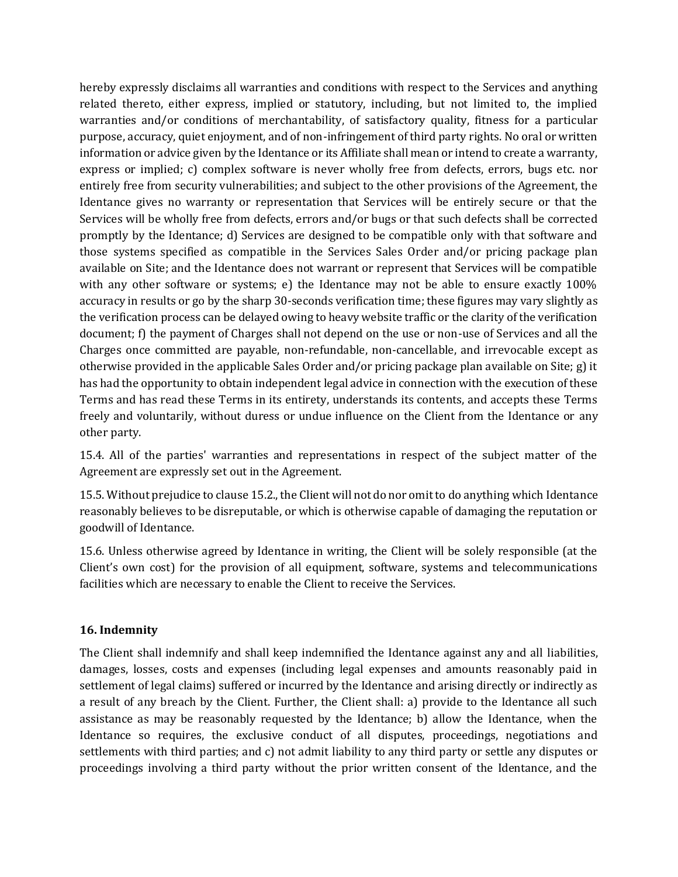hereby expressly disclaims all warranties and conditions with respect to the Services and anything related thereto, either express, implied or statutory, including, but not limited to, the implied warranties and/or conditions of merchantability, of satisfactory quality, fitness for a particular purpose, accuracy, quiet enjoyment, and of non-infringement of third party rights. No oral or written information or advice given by the Identance or its Affiliate shall mean or intend to create a warranty, express or implied; c) complex software is never wholly free from defects, errors, bugs etc. nor entirely free from security vulnerabilities; and subject to the other provisions of the Agreement, the Identance gives no warranty or representation that Services will be entirely secure or that the Services will be wholly free from defects, errors and/or bugs or that such defects shall be corrected promptly by the Identance; d) Services are designed to be compatible only with that software and those systems specified as compatible in the Services Sales Order and/or pricing package plan available on Site; and the Identance does not warrant or represent that Services will be compatible with any other software or systems; e) the Identance may not be able to ensure exactly 100% accuracy in results or go by the sharp 30-seconds verification time; these figures may vary slightly as the verification process can be delayed owing to heavy website traffic or the clarity of the verification document; f) the payment of Charges shall not depend on the use or non-use of Services and all the Charges once committed are payable, non-refundable, non-cancellable, and irrevocable except as otherwise provided in the applicable Sales Order and/or pricing package plan available on Site; g) it has had the opportunity to obtain independent legal advice in connection with the execution of these Terms and has read these Terms in its entirety, understands its contents, and accepts these Terms freely and voluntarily, without duress or undue influence on the Client from the Identance or any other party.

15.4. All of the parties' warranties and representations in respect of the subject matter of the Agreement are expressly set out in the Agreement.

15.5. Without prejudice to clause 15.2., the Client will not do nor omit to do anything which Identance reasonably believes to be disreputable, or which is otherwise capable of damaging the reputation or goodwill of Identance.

15.6. Unless otherwise agreed by Identance in writing, the Client will be solely responsible (at the Client's own cost) for the provision of all equipment, software, systems and telecommunications facilities which are necessary to enable the Client to receive the Services.

### 16. Indemnity

The Client shall indemnify and shall keep indemnified the Identance against any and all liabilities, damages, losses, costs and expenses (including legal expenses and amounts reasonably paid in settlement of legal claims) suffered or incurred by the Identance and arising directly or indirectly as a result of any breach by the Client. Further, the Client shall: a) provide to the Identance all such assistance as may be reasonably requested by the Identance; b) allow the Identance, when the Identance so requires, the exclusive conduct of all disputes, proceedings, negotiations and settlements with third parties; and c) not admit liability to any third party or settle any disputes or proceedings involving a third party without the prior written consent of the Identance, and the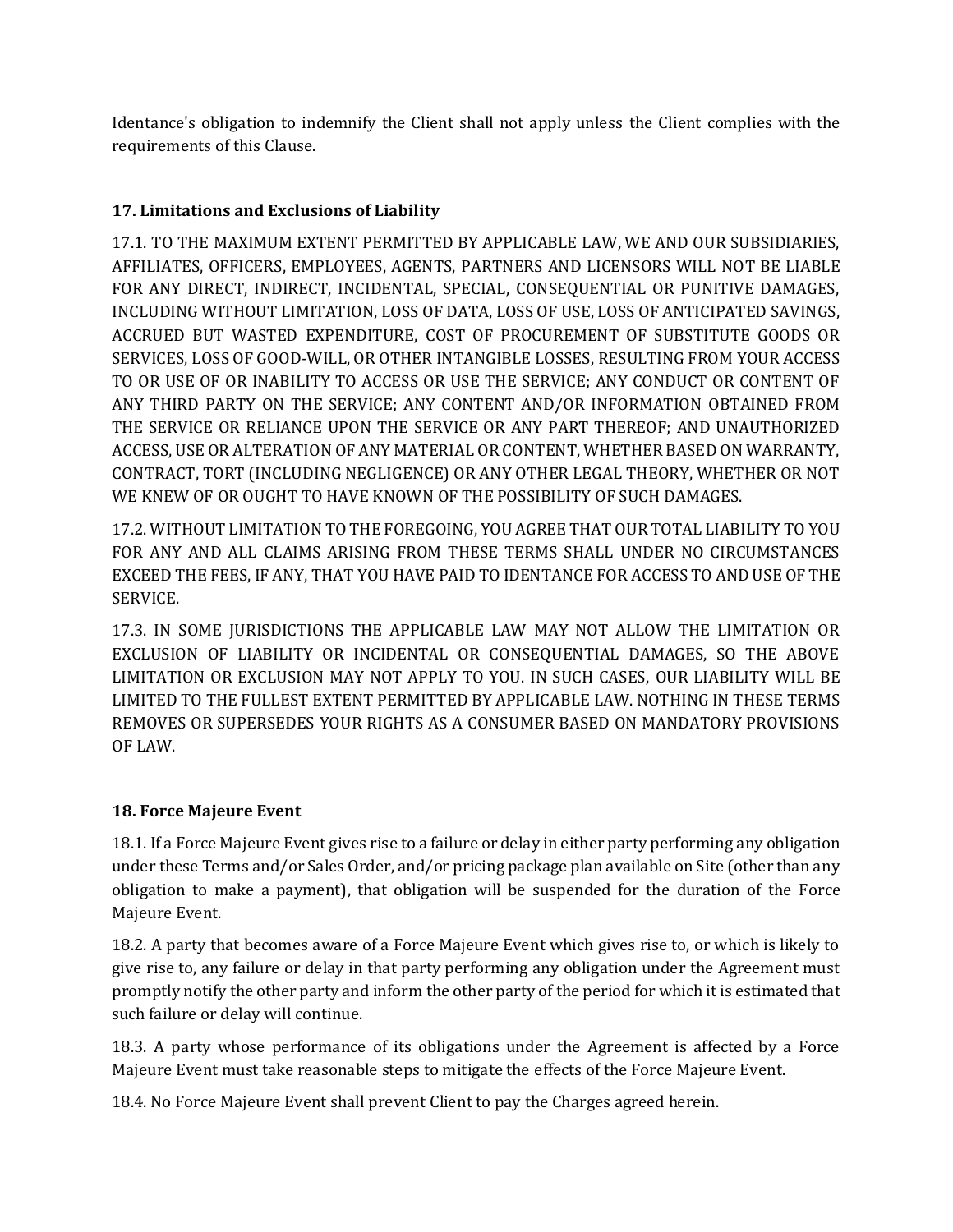Identance's obligation to indemnify the Client shall not apply unless the Client complies with the requirements of this Clause.

**17. Limitations and Exclusions of Liability**

17.1. TO THE MAXIMUM EXTENT PERMITTED BY APPLICABLE LAW, WE AND OUR SUBSIDIARIES, AFFILIATES, OFFICERS, EMPLOYEES, AGENTS, PARTNERS AND LICENSORS WILL NOT BE LIABLE FOR ANY DIRECT, INDIRECT, INCIDENTAL, SPECIAL, CONSEQUENTIAL OR PUNITIVE DAMAGES, INCLUDING WITHOUT LIMITATION, LOSS OF DATA, LOSS OF USE, LOSS OF ANTICIPATED SAVINGS, ACCRUED BUT WASTED EXPENDITURE, COST OF PROCUREMENT OF SUBSTITUTE GOODS OR SERVICES, LOSS OF GOOD-WILL, OR OTHER INTANGIBLE LOSSES, RESULTING FROM YOUR ACCESS TO OR USE OF OR INABILITY TO ACCESS OR USE THE SERVICE; ANY CONDUCT OR CONTENT OF ANY THIRD PARTY ON THE SERVICE; ANY CONTENT AND/OR INFORMATION OBTAINED FROM THE SERVICE OR RELIANCE UPON THE SERVICE OR ANY PART THEREOF; AND UNAUTHORIZED ACCESS, USE OR ALTERATION OF ANY MATERIAL OR CONTENT, WHETHER BASED ON WARRANTY, CONTRACT, TORT (INCLUDING NEGLIGENCE) OR ANY OTHER LEGAL THEORY, WHETHER OR NOT WE KNEW OF OR OUGHT TO HAVE KNOWN OF THE POSSIBILITY OF SUCH DAMAGES.

17.2. WITHOUT LIMITATION TO THE FOREGOING, YOU AGREE THAT OUR TOTAL LIABILITY TO YOU FOR ANY AND ALL CLAIMS ARISING FROM THESE TERMS SHALL UNDER NO CIRCUMSTANCES EXCEED THE FEES, IF ANY, THAT YOU HAVE PAID TO IDENTANCE FOR ACCESS TO AND USE OF THE SERVICE.

17.3. IN SOME JURISDICTIONS THE APPLICABLE LAW MAY NOT ALLOW THE LIMITATION OR EXCLUSION OF LIABILITY OR INCIDENTAL OR CONSEQUENTIAL DAMAGES, SO THE ABOVE LIMITATION OR EXCLUSION MAY NOT APPLY TO YOU. IN SUCH CASES, OUR LIABILITY WILL BE LIMITED TO THE FULLEST EXTENT PERMITTED BY APPLICABLE LAW. NOTHING IN THESE TERMS REMOVES OR SUPERSEDES YOUR RIGHTS AS A CONSUMER BASED ON MANDATORY PROVISIONS OF LAW.

**18. Force Majeure Event**

18.1. If a Force Majeure Event gives rise to a failure or delay in either party performing any obligation under these Terms and/or Sales Order, and/or pricing package plan available on Site (other than any obligation to make a payment), that obligation will be suspended for the duration of the Force Majeure Event.

18.2. A party that becomes aware of a Force Majeure Event which gives rise to, or which is likely to give rise to, any failure or delay in that party performing any obligation under the Agreement must promptly notify the other party and inform the other party of the period for which it is estimated that such failure or delay will continue.

18.3. A party whose performance of its obligations under the Agreement is affected by a Force Majeure Event must take reasonable steps to mitigate the effects of the Force Majeure Event.

18.4. No Force Majeure Event shall prevent Client to pay the Charges agreed herein.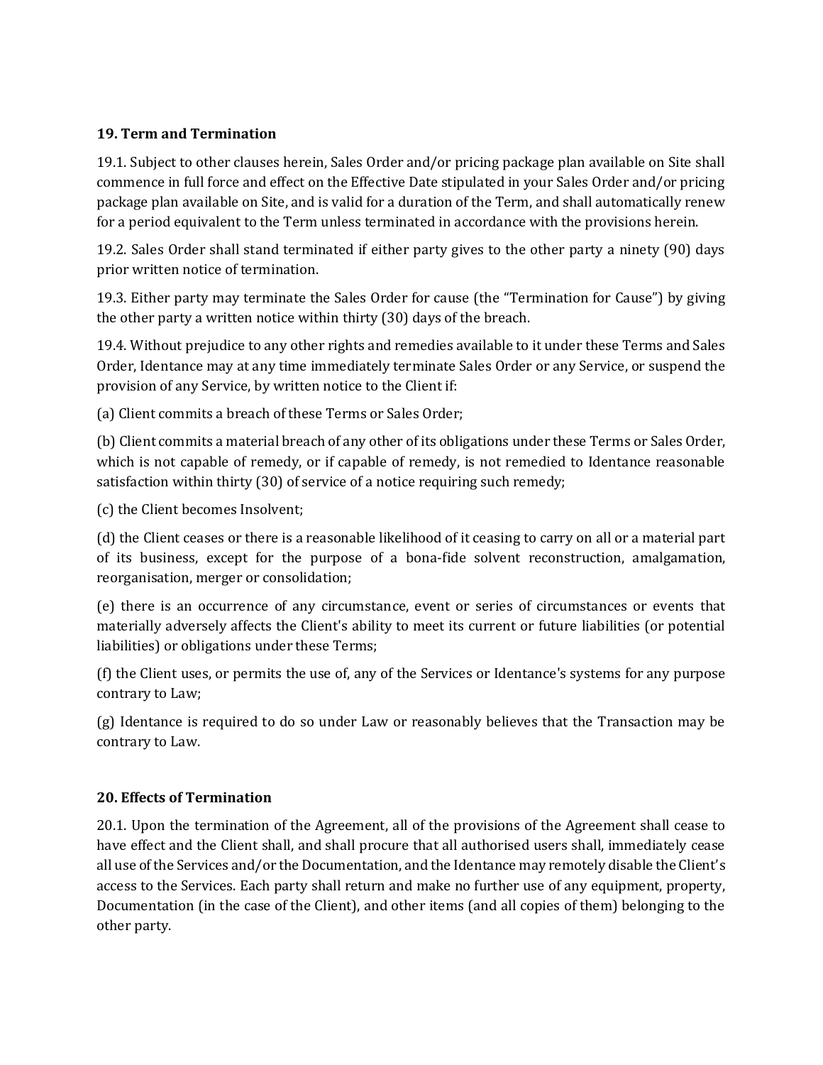**19. Term and Termination**

19.1. Subject to other clauses herein, Sales Order and/or pricing package plan available on Site shall commence in full force and effect on the Effective Date stipulated in your Sales Order and/or pricing package plan available on Site, and is valid for a duration of the Term, and shall automatically renew for a period equivalent to the Term unless terminated in accordance with the provisions herein.

19.2. Sales Order shall stand terminated if either party gives to the other party a ninety (90) days prior written notice of termination.

19.3. Either party may terminate the Sales Order for cause (the "Termination for Cause") by giving the other party a written notice within thirty (30) days of the breach.

19.4. Without prejudice to any other rights and remedies available to it under these Terms and Sales Order, Identance may at any time immediately terminate Sales Order or any Service, or suspend the provision of any Service, by written notice to the Client if:

(a) Client commits a breach of these Terms or Sales Order;

(b) Client commits a material breach of any other of its obligations under these Terms or Sales Order, which is not capable of remedy, or if capable of remedy, is not remedied to Identance reasonable satisfaction within thirty (30) of service of a notice requiring such remedy;

(c) the Client becomes Insolvent;

(d) the Client ceases or there is a reasonable likelihood of it ceasing to carry on all or a material part of its business, except for the purpose of a bona-fide solvent reconstruction, amalgamation, reorganisation, merger or consolidation;

(e) there is an occurrence of any circumstance, event or series of circumstances or events that materially adversely affects the Client's ability to meet its current or future liabilities (or potential liabilities) or obligations under these Terms;

(f) the Client uses, or permits the use of, any of the Services or Identance's systems for any purpose contrary to Law;

(g) Identance is required to do so under Law or reasonably believes that the Transaction may be contrary to Law.

**20. Effects of Termination**

20.1. Upon the termination of the Agreement, all of the provisions of the Agreement shall cease to have effect and the Client shall, and shall procure that all authorised users shall, immediately cease all use of the Services and/or the Documentation, and the Identance may remotely disable the Client's access to the Services. Each party shall return and make no further use of any equipment, property, Documentation (in the case of the Client), and other items (and all copies of them) belonging to the other party.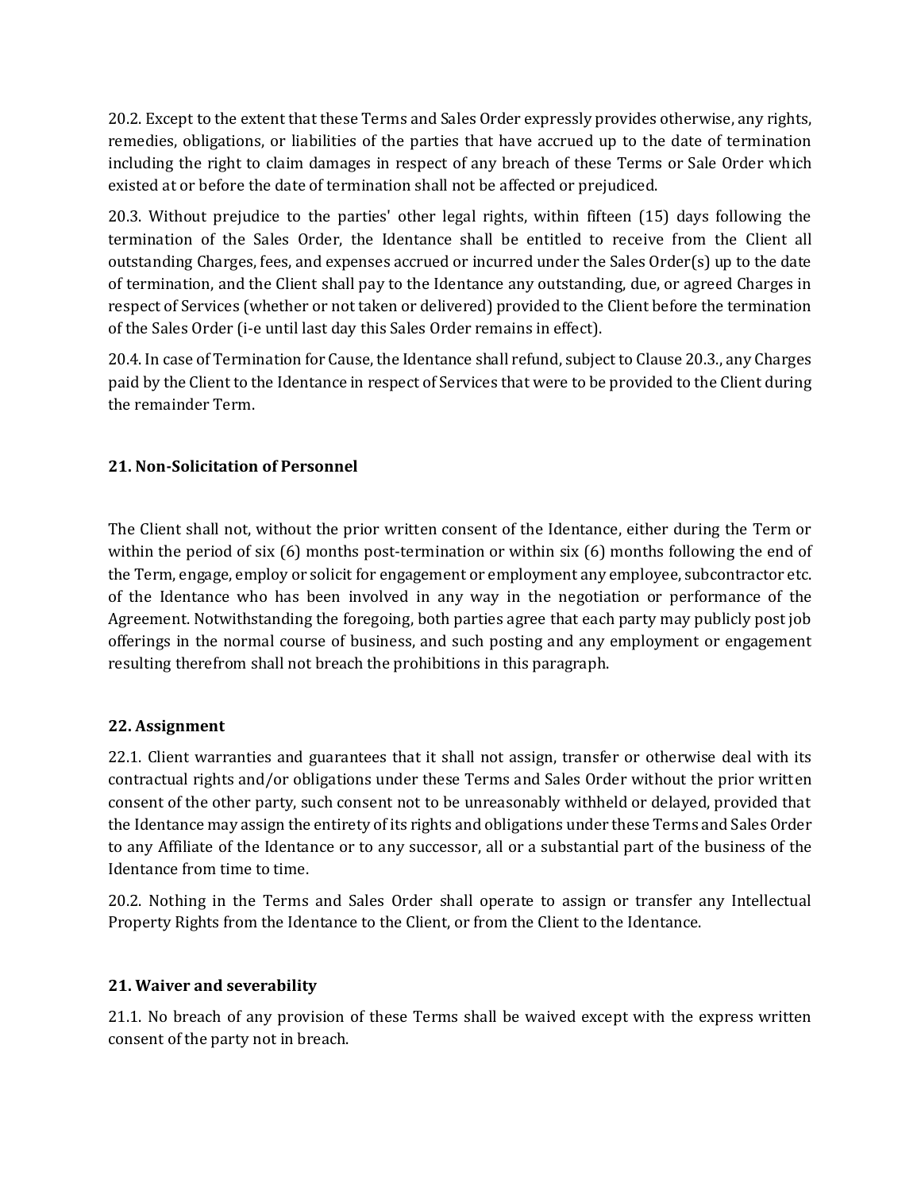20.2. Except to the extent that these Terms and Sales Order expressly provides otherwise, any rights, remedies, obligations, or liabilities of the parties that have accrued up to the date of termination including the right to claim damages in respect of any breach of these Terms or Sale Order which existed at or before the date of termination shall not be affected or prejudiced.

20.3. Without prejudice to the parties' other legal rights, within fifteen (15) days following the termination of the Sales Order, the Identance shall be entitled to receive from the Client all outstanding Charges, fees, and expenses accrued or incurred under the Sales Order(s) up to the date of termination, and the Client shall pay to the Identance any outstanding, due, or agreed Charges in respect of Services (whether or not taken or delivered) provided to the Client before the termination of the Sales Order (i-e until last day this Sales Order remains in effect).

20.4. In case of Termination for Cause, the Identance shall refund, subject to Clause 20.3., any Charges paid by the Client to the Identance in respect of Services that were to be provided to the Client during the remainder Term.

## 21. Non-Solicitation of Personnel

The Client shall not, without the prior written consent of the Identance, either during the Term or within the period of six (6) months post-termination or within six (6) months following the end of the Term, engage, employ or solicit for engagement or employment any employee, subcontractor etc. of the Identance who has been involved in any way in the negotiation or performance of the Agreement. Notwithstanding the foregoing, both parties agree that each party may publicly post job offerings in the normal course of business, and such posting and any employment or engagement resulting therefrom shall not breach the prohibitions in this paragraph.

## 22. Assignment

22.1. Client warranties and guarantees that it shall not assign, transfer or otherwise deal with its contractual rights and/or obligations under these Terms and Sales Order without the prior written consent of the other party, such consent not to be unreasonably withheld or delayed, provided that the Identance may assign the entirety of its rights and obligations under these Terms and Sales Order to any Affiliate of the Identance or to any successor, all or a substantial part of the business of the Identance from time to time.

20.2. Nothing in the Terms and Sales Order shall operate to assign or transfer any Intellectual Property Rights from the Identance to the Client, or from the Client to the Identance.

## 21. Waiver and severability

21.1. No breach of any provision of these Terms shall be waived except with the express written consent of the party not in breach.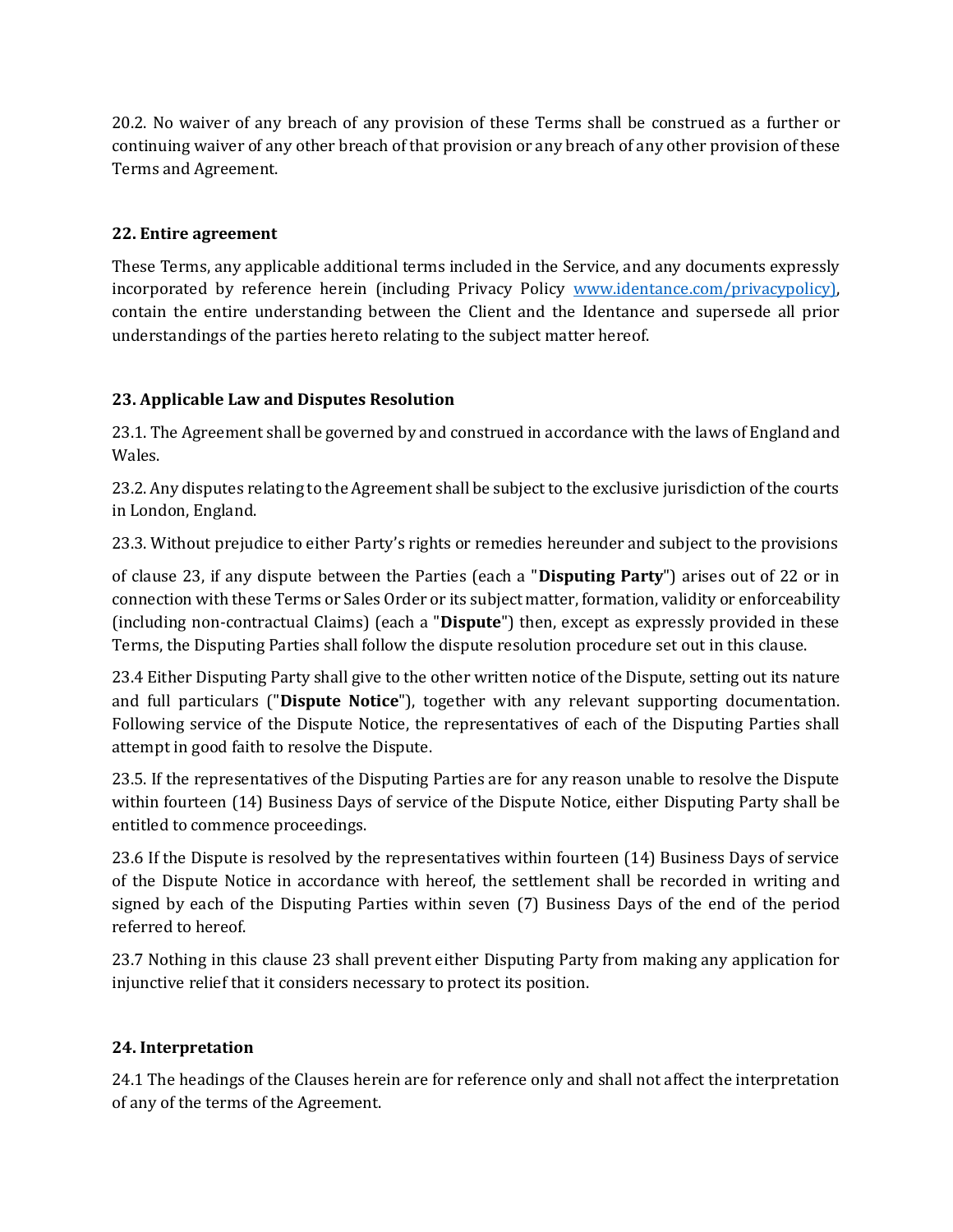20.2. No waiver of any breach of any provision of these Terms shall be construed as a further or continuing waiver of any other breach of that provision or any breach of any other provision of these Terms and Agreement.

## 22. Entire agreement

These Terms, any applicable additional terms included in the Service, and any documents expressly incorporated by reference herein (including Privacy Policy [www.identance.com/privacypolicy)](www.identance.com/privacypolicy), contain the entire understanding between the Client and the Identance and supersede all prior understandings of the parties hereto relating to the subject matter hereof.

## 23. Applicable Law and Disputes Resolution

23.1. The Agreement shall be governed by and construed in accordance with the laws of England and Wales.

23.2. Any disputes relating to the Agreement shall be subject to the exclusive jurisdiction of the courts in London, England.

23.3. Without prejudice to either Party's rights or remedies hereunder and subject to the provisions of clause 23, if any dispute between the Parties (each a "**Disputing Party**") arises out of 22 or in connection with these Terms or Sales Order or its subject matter, formation, validity or enforceability (including non-contractual Claims) (each a "**Dispute**") then, except as expressly provided in these Terms, the Disputing Parties shall follow the dispute resolution procedure set out in this clause.

23.4 Either Disputing Party shall give to the other written notice of the Dispute, setting out its nature and full particulars ("**Dispute Notice**"), together with any relevant supporting documentation. Following service of the Dispute Notice, the representatives of each of the Disputing Parties shall attempt in good faith to resolve the Dispute.

23.5. If the representatives of the Disputing Parties are for any reason unable to resolve the Dispute within fourteen (14) Business Days of service of the Dispute Notice, either Disputing Party shall be entitled to commence proceedings.

23.6 If the Dispute is resolved by the representatives within fourteen (14) Business Days of service of the Dispute Notice in accordance with hereof, the settlement shall be recorded in writing and signed by each of the Disputing Parties within seven (7) Business Days of the end of the period referred to hereof.

23.7 Nothing in this clause 23 shall prevent either Disputing Party from making any application for injunctive relief that it considers necessary to protect its position.

## 24. Interpretation

24.1 The headings of the Clauses herein are for reference only and shall not affect the interpretation of any of the terms of the Agreement.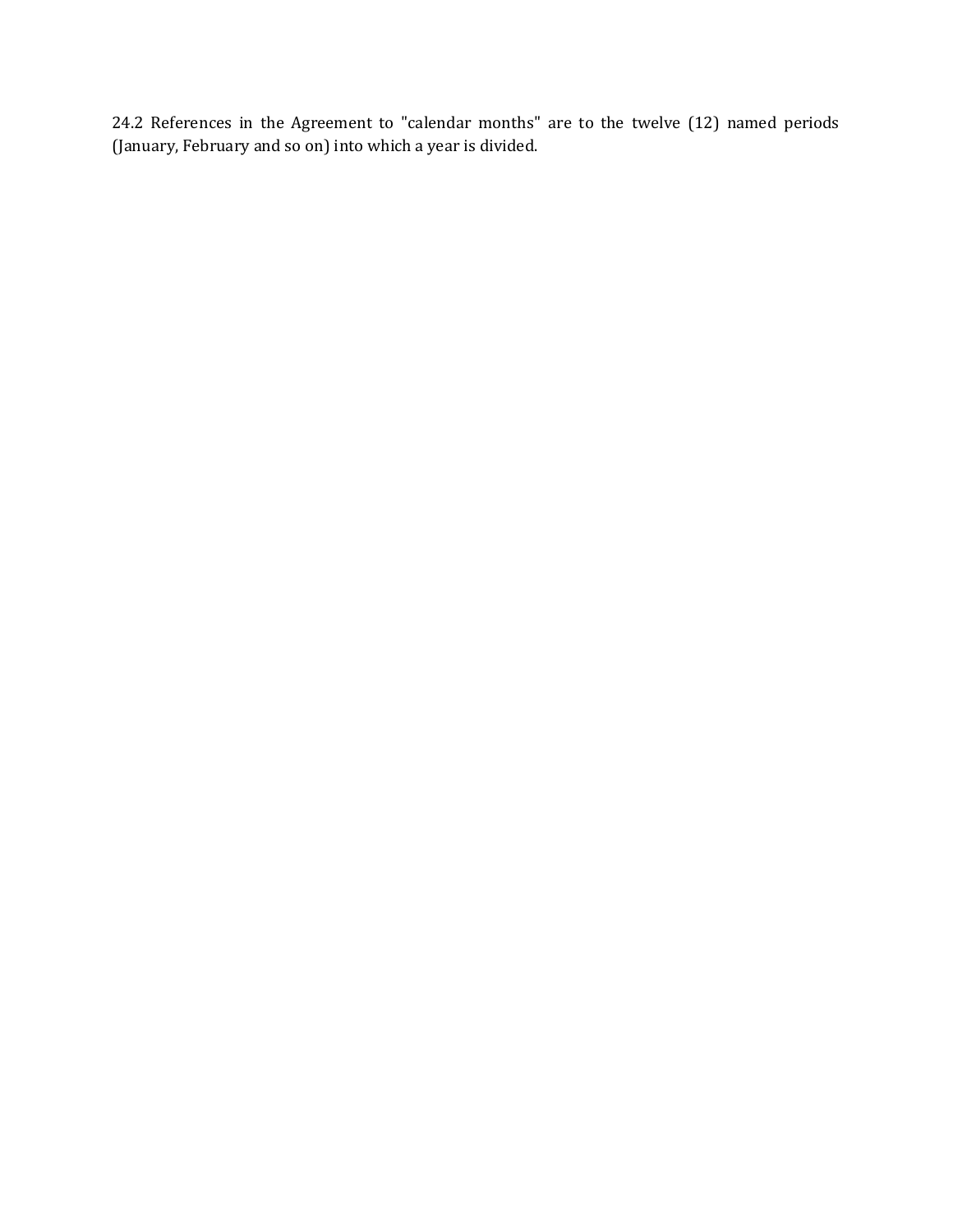24.2 References in the Agreement to "calendar months" are to the twelve (12) named periods (January, February and so on) into which a year is divided.